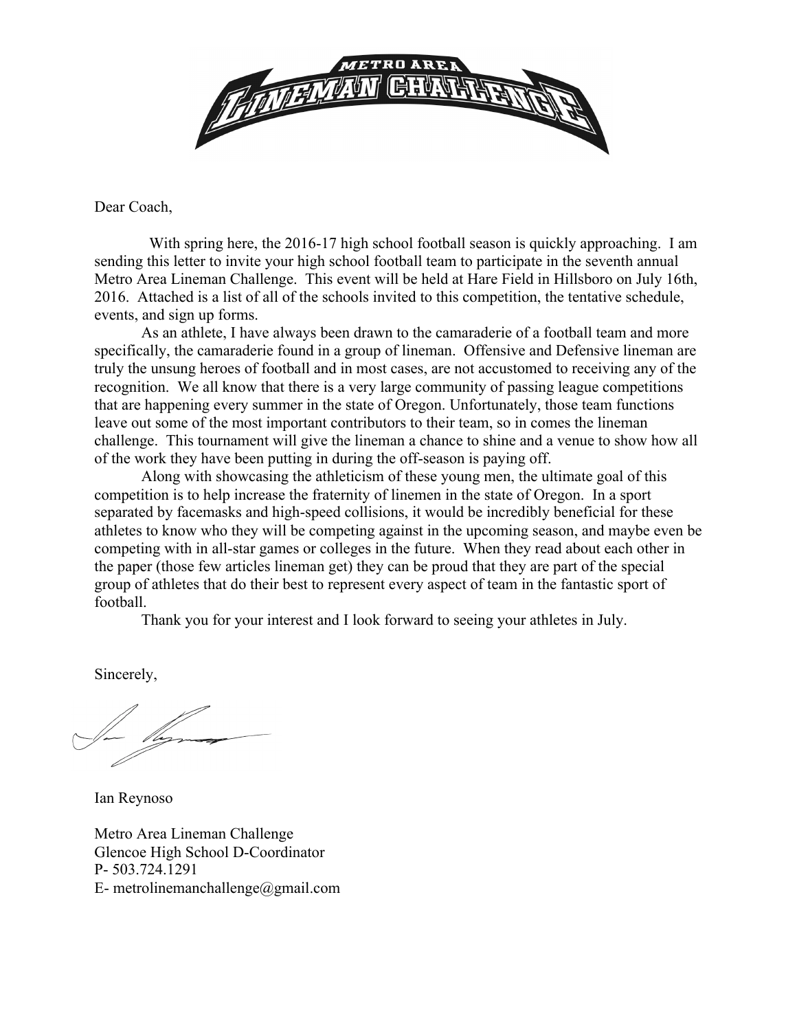# METRO AREA LINEMAN CHALLENGE

Dear Coach,

With spring here, the 2016-17 high school football season is quickly approaching. I am sending this letter to invite your high school football team to participate in the seventh annual Metro Area Lineman Challenge. This event will be held at Hare Field in Hillsboro on July 16th, 2016. Attached is a list of all of the schools invited to this competition, the tentative schedule, events, and sign up forms.

As an athlete, I have always been drawn to the camaraderie of a football team and more specifically, the camaraderie found in a group of lineman. Offensive and Defensive lineman are truly the unsung heroes of football and in most cases, are not accustomed to receiving any of the recognition. We all know that there is a very large community of passing league competitions that are happening every summer in the state of Oregon. Unfortunately, those team functions leave out some of the most important contributors to their team, so in comes the lineman challenge. This tournament will give the lineman a chance to shine and a venue to show how all of the work they have been putting in during the off-season is paying off.

Along with showcasing the athleticism of these young men, the ultimate goal of this competition is to help increase the fraternity of linemen in the state of Oregon. In a sport separated by facemasks and high-speed collisions, it would be incredibly beneficial for these athletes to know who they will be competing against in the upcoming season, and maybe even be competing with in all-star games or colleges in the future. When they read about each other in the paper (those few articles lineman get) they can be proud that they are part of the special group of athletes that do their best to represent every aspect of team in the fantastic sport of football.

Thank you for your interest and I look forward to seeing your athletes in July.

Sincerely,

Ian Reynoso

Metro Area Lineman Challenge
Glencoe High School D-Coordinator
P- 503.724.1291
E- metrolinemanchallenge@gmail.com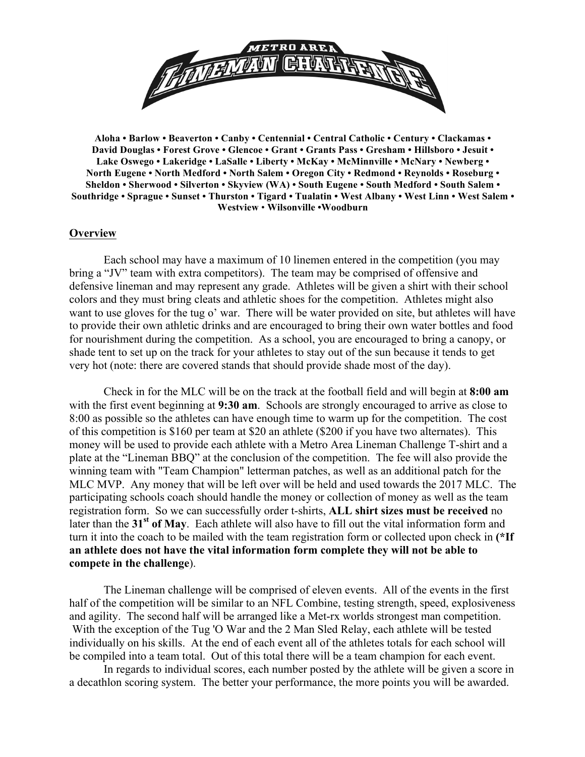# METRO AREA LINEMAN CHALLENGE

**Aloha • Barlow • Beaverton • Canby • Centennial • Central Catholic • Century • Clackamas • David Douglas • Forest Grove • Glencoe • Grant • Grants Pass • Gresham • Hillsboro • Jesuit • Lake Oswego • Lakeridge • LaSalle • Liberty • McKay • McMinnville • McNary • Newberg • North Eugene • North Medford • North Salem • Oregon City • Redmond • Reynolds • Roseburg • Sheldon • Sherwood • Silverton • Skyview (WA) • South Eugene • South Medford • South Salem • Southridge • Sprague • Sunset • Thurston • Tigard • Tualatin • West Albany • West Linn • West Salem • Westview • Wilsonville •Woodburn**

## Overview

Each school may have a maximum of 10 linemen entered in the competition (you may bring a "JV" team with extra competitors). The team may be comprised of offensive and defensive lineman and may represent any grade. Athletes will be given a shirt with their school colors and they must bring cleats and athletic shoes for the competition. Athletes might also want to use gloves for the tug o' war. There will be water provided on site, but athletes will have to provide their own athletic drinks and are encouraged to bring their own water bottles and food for nourishment during the competition. As a school, you are encouraged to bring a canopy, or shade tent to set up on the track for your athletes to stay out of the sun because it tends to get very hot (note: there are covered stands that should provide shade most of the day).

Check in for the MLC will be on the track at the football field and will begin at **8:00 am** with the first event beginning at **9:30 am**. Schools are strongly encouraged to arrive as close to 8:00 as possible so the athletes can have enough time to warm up for the competition. The cost of this competition is $160 per team at $20 an athlete ($200 if you have two alternates). This money will be used to provide each athlete with a Metro Area Lineman Challenge T-shirt and a plate at the "Lineman BBQ" at the conclusion of the competition. The fee will also provide the winning team with "Team Champion" letterman patches, as well as an additional patch for the MLC MVP. Any money that will be left over will be held and used towards the 2017 MLC. The participating schools coach should handle the money or collection of money as well as the team registration form. So we can successfully order t-shirts, **ALL shirt sizes must be received** no later than the **31st of May**. Each athlete will also have to fill out the vital information form and turn it into the coach to be mailed with the team registration form or collected upon check in **(*If an athlete does not have the vital information form complete they will not be able to compete in the challenge**).

The Lineman challenge will be comprised of eleven events. All of the events in the first half of the competition will be similar to an NFL Combine, testing strength, speed, explosiveness and agility. The second half will be arranged like a Met-rx worlds strongest man competition. With the exception of the Tug 'O War and the 2 Man Sled Relay, each athlete will be tested individually on his skills. At the end of each event all of the athletes totals for each school will be compiled into a team total. Out of this total there will be a team champion for each event.

In regards to individual scores, each number posted by the athlete will be given a score in a decathlon scoring system. The better your performance, the more points you will be awarded.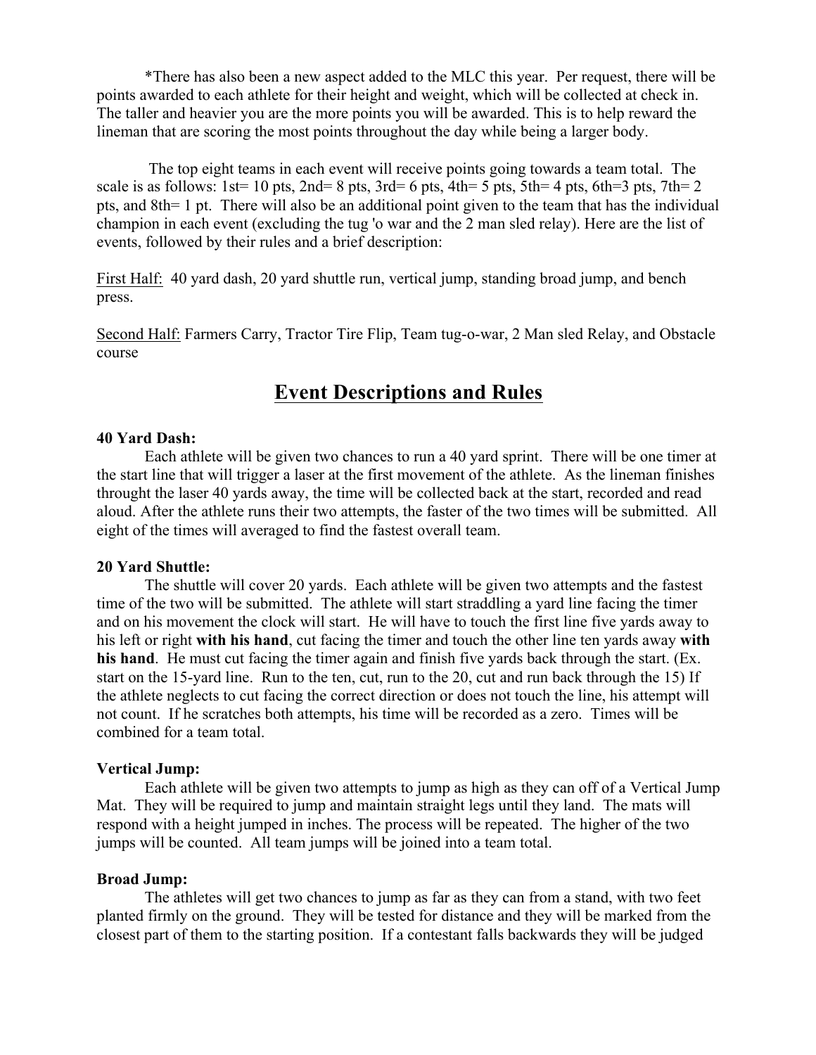*There has also been a new aspect added to the MLC this year. Per request, there will be points awarded to each athlete for their height and weight, which will be collected at check in. The taller and heavier you are the more points you will be awarded. This is to help reward the lineman that are scoring the most points throughout the day while being a larger body.

The top eight teams in each event will receive points going towards a team total. The scale is as follows: 1st= 10 pts, 2nd= 8 pts, 3rd= 6 pts, 4th= 5 pts, 5th= 4 pts, 6th=3 pts, 7th= 2 pts, and 8th= 1 pt. There will also be an additional point given to the team that has the individual champion in each event (excluding the tug 'o war and the 2 man sled relay). Here are the list of events, followed by their rules and a brief description:

<u>First Half:</u> 40 yard dash, 20 yard shuttle run, vertical jump, standing broad jump, and bench press.

<u>Second Half:</u> Farmers Carry, Tractor Tire Flip, Team tug-o-war, 2 Man sled Relay, and Obstacle course

## <u>Event Descriptions and Rules</u>

**40 Yard Dash:**

Each athlete will be given two chances to run a 40 yard sprint. There will be one timer at the start line that will trigger a laser at the first movement of the athlete. As the lineman finishes throught the laser 40 yards away, the time will be collected back at the start, recorded and read aloud. After the athlete runs their two attempts, the faster of the two times will be submitted. All eight of the times will averaged to find the fastest overall team.

**20 Yard Shuttle:**

The shuttle will cover 20 yards. Each athlete will be given two attempts and the fastest time of the two will be submitted. The athlete will start straddling a yard line facing the timer and on his movement the clock will start. He will have to touch the first line five yards away to his left or right **with his hand**, cut facing the timer and touch the other line ten yards away **with his hand**. He must cut facing the timer again and finish five yards back through the start. (Ex. start on the 15-yard line. Run to the ten, cut, run to the 20, cut and run back through the 15) If the athlete neglects to cut facing the correct direction or does not touch the line, his attempt will not count. If he scratches both attempts, his time will be recorded as a zero. Times will be combined for a team total.

**Vertical Jump:**

Each athlete will be given two attempts to jump as high as they can off of a Vertical Jump Mat. They will be required to jump and maintain straight legs until they land. The mats will respond with a height jumped in inches. The process will be repeated. The higher of the two jumps will be counted. All team jumps will be joined into a team total.

**Broad Jump:**

The athletes will get two chances to jump as far as they can from a stand, with two feet planted firmly on the ground. They will be tested for distance and they will be marked from the closest part of them to the starting position. If a contestant falls backwards they will be judged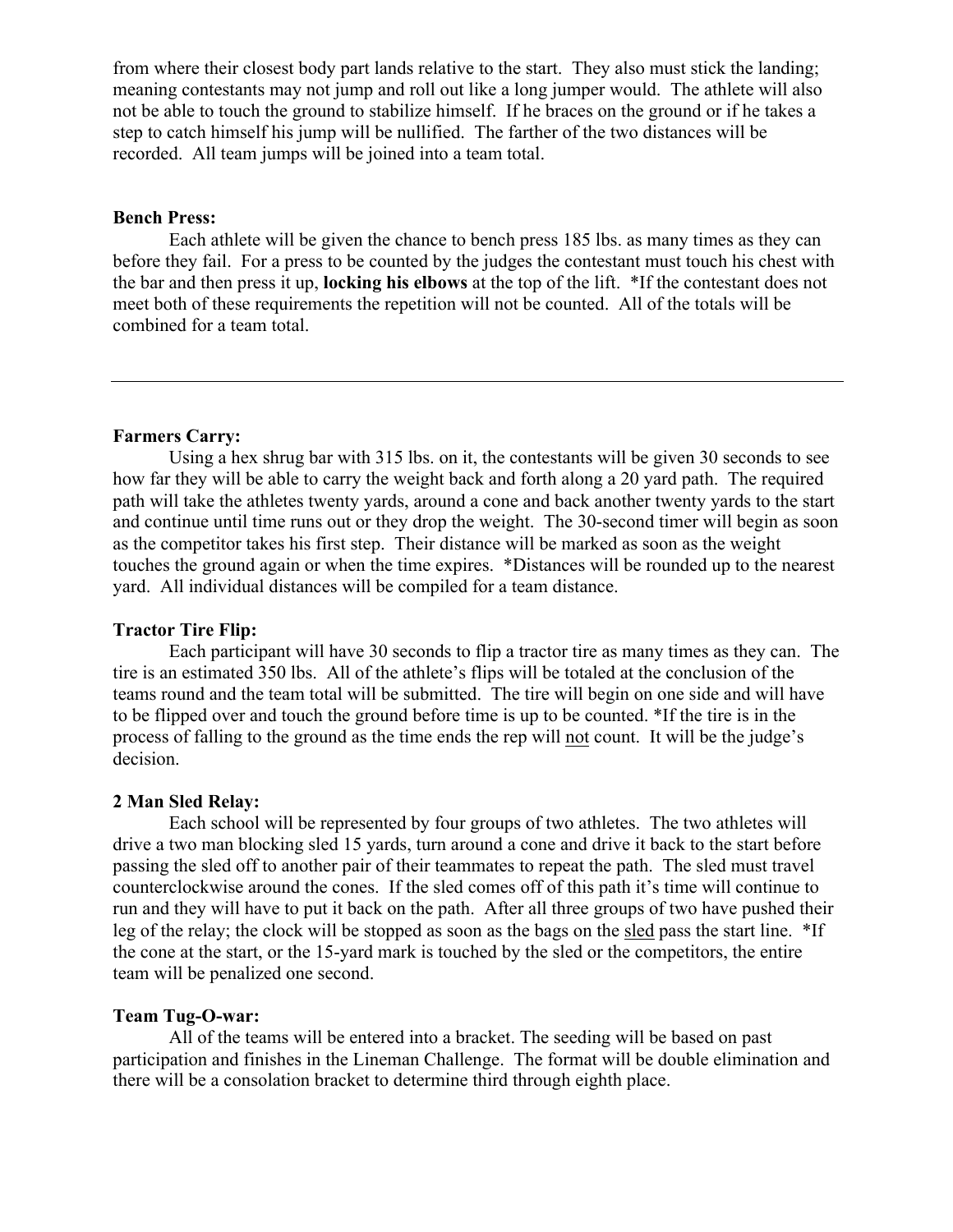from where their closest body part lands relative to the start. They also must stick the landing; meaning contestants may not jump and roll out like a long jumper would. The athlete will also not be able to touch the ground to stabilize himself. If he braces on the ground or if he takes a step to catch himself his jump will be nullified. The farther of the two distances will be recorded. All team jumps will be joined into a team total.

**Bench Press:**

Each athlete will be given the chance to bench press 185 lbs. as many times as they can before they fail. For a press to be counted by the judges the contestant must touch his chest with the bar and then press it up, **locking his elbows** at the top of the lift. *If the contestant does not meet both of these requirements the repetition will not be counted. All of the totals will be combined for a team total.

---

**Farmers Carry:**

Using a hex shrug bar with 315 lbs. on it, the contestants will be given 30 seconds to see how far they will be able to carry the weight back and forth along a 20 yard path. The required path will take the athletes twenty yards, around a cone and back another twenty yards to the start and continue until time runs out or they drop the weight. The 30-second timer will begin as soon as the competitor takes his first step. Their distance will be marked as soon as the weight touches the ground again or when the time expires. *Distances will be rounded up to the nearest yard. All individual distances will be compiled for a team distance.

**Tractor Tire Flip:**

Each participant will have 30 seconds to flip a tractor tire as many times as they can. The tire is an estimated 350 lbs. All of the athlete's flips will be totaled at the conclusion of the teams round and the team total will be submitted. The tire will begin on one side and will have to be flipped over and touch the ground before time is up to be counted. *If the tire is in the process of falling to the ground as the time ends the rep will not count. It will be the judge's decision.

**2 Man Sled Relay:**

Each school will be represented by four groups of two athletes. The two athletes will drive a two man blocking sled 15 yards, turn around a cone and drive it back to the start before passing the sled off to another pair of their teammates to repeat the path. The sled must travel counterclockwise around the cones. If the sled comes off of this path it's time will continue to run and they will have to put it back on the path. After all three groups of two have pushed their leg of the relay; the clock will be stopped as soon as the bags on the sled pass the start line. *If the cone at the start, or the 15-yard mark is touched by the sled or the competitors, the entire team will be penalized one second.

**Team Tug-O-war:**

All of the teams will be entered into a bracket. The seeding will be based on past participation and finishes in the Lineman Challenge. The format will be double elimination and there will be a consolation bracket to determine third through eighth place.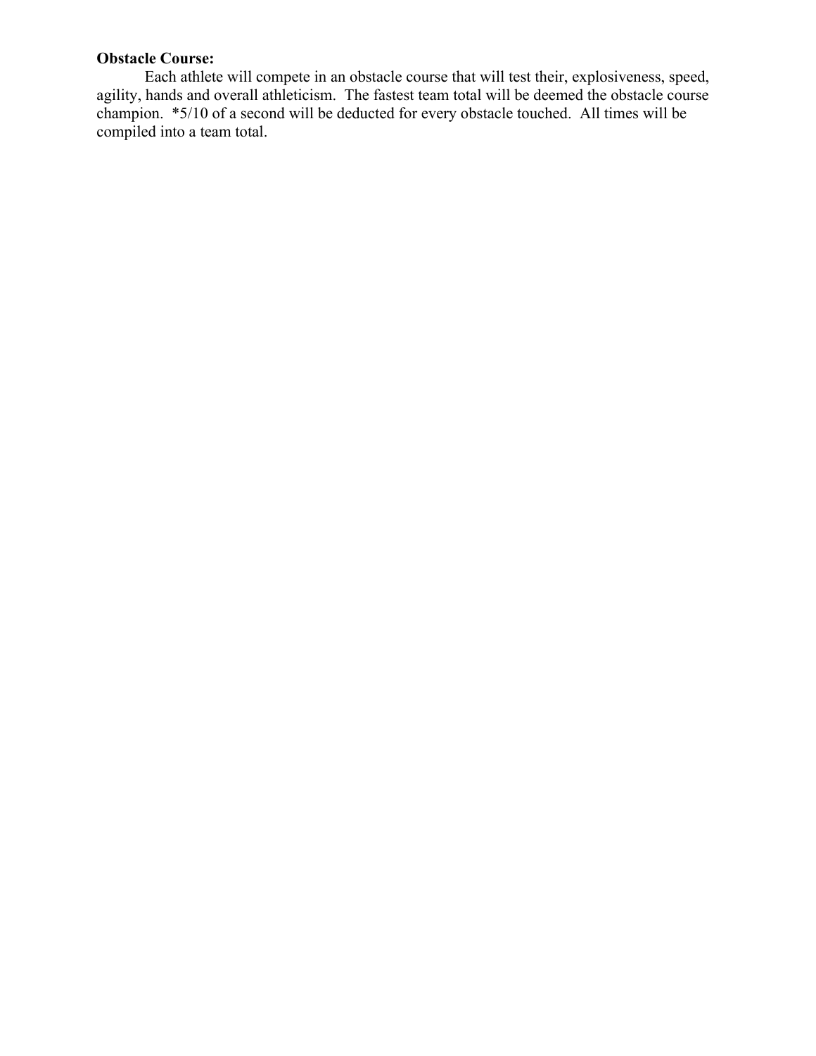**Obstacle Course:**

Each athlete will compete in an obstacle course that will test their, explosiveness, speed, agility, hands and overall athleticism. The fastest team total will be deemed the obstacle course champion. *5/10 of a second will be deducted for every obstacle touched. All times will be compiled into a team total.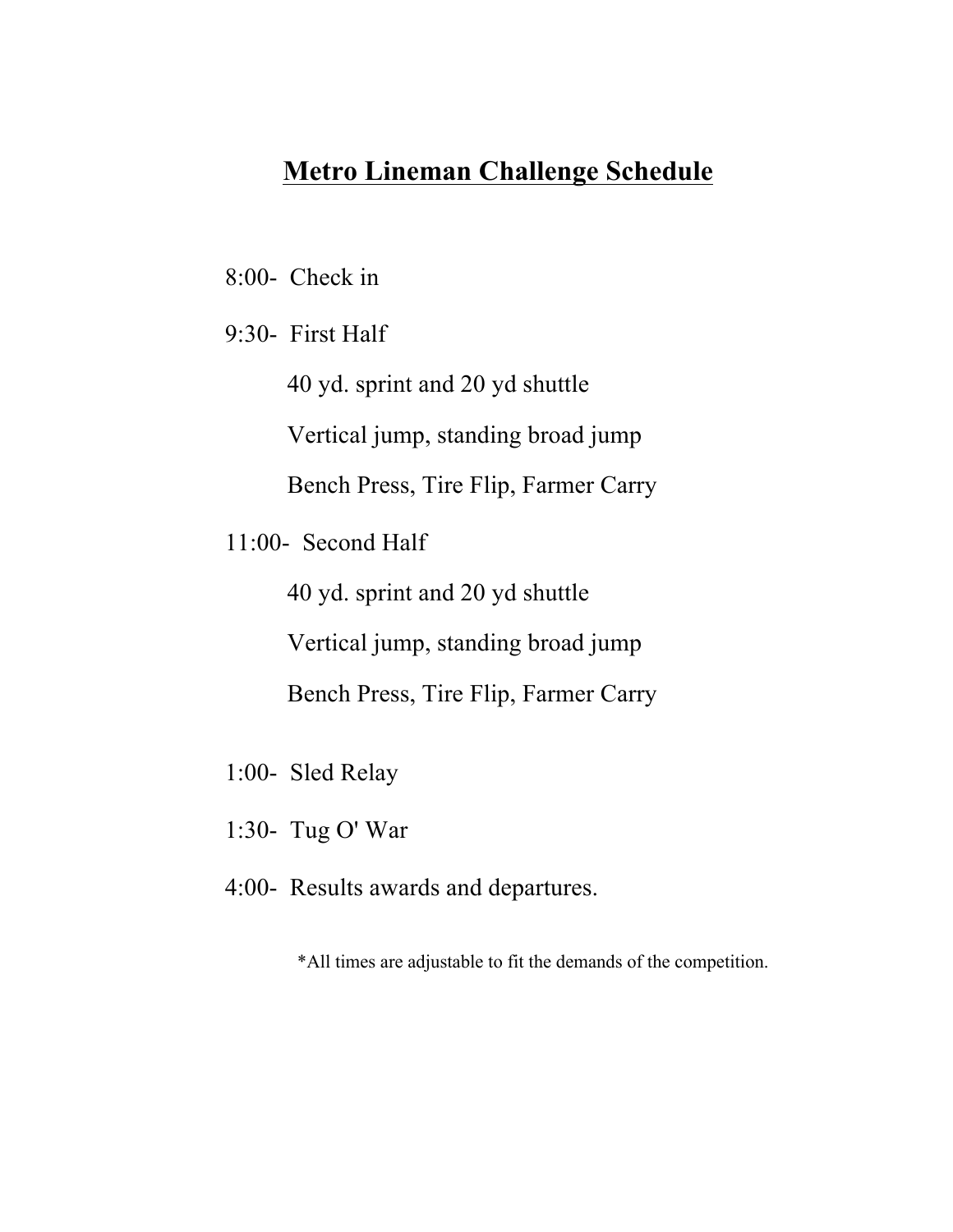# Metro Lineman Challenge Schedule

8:00- Check in

9:30- First Half

- 40 yd. sprint and 20 yd shuttle
- Vertical jump, standing broad jump
- Bench Press, Tire Flip, Farmer Carry

11:00- Second Half

- 40 yd. sprint and 20 yd shuttle
- Vertical jump, standing broad jump
- Bench Press, Tire Flip, Farmer Carry

1:00- Sled Relay

1:30- Tug O' War

4:00- Results awards and departures.

*All times are adjustable to fit the demands of the competition.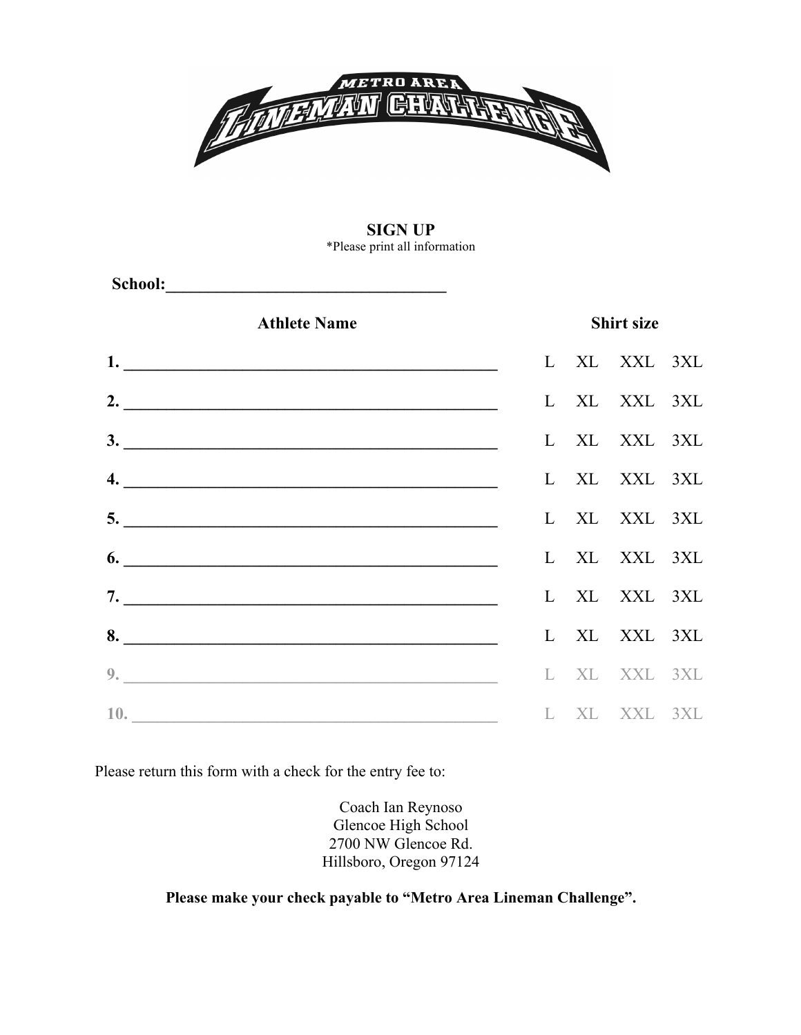METRO AREA LINEMAN CHALLENGE

**SIGN UP**

*Please print all information

**School:**________________________________

| Athlete Name | Shirt size |
|---|---|
| **1.** ____________________________________________ | L XL XXL 3XL |
| **2.** ____________________________________________ | L XL XXL 3XL |
| **3.** ____________________________________________ | L XL XXL 3XL |
| **4.** ____________________________________________ | L XL XXL 3XL |
| **5.** ____________________________________________ | L XL XXL 3XL |
| **6.** ____________________________________________ | L XL XXL 3XL |
| **7.** ____________________________________________ | L XL XXL 3XL |
| **8.** ____________________________________________ | L XL XXL 3XL |
| **9.** ____________________________________________ | L XL XXL 3XL |
| **10.** ____________________________________________ | L XL XXL 3XL |

Please return this form with a check for the entry fee to:

Coach Ian Reynoso
Glencoe High School
2700 NW Glencoe Rd.
Hillsboro, Oregon 97124

**Please make your check payable to "Metro Area Lineman Challenge".**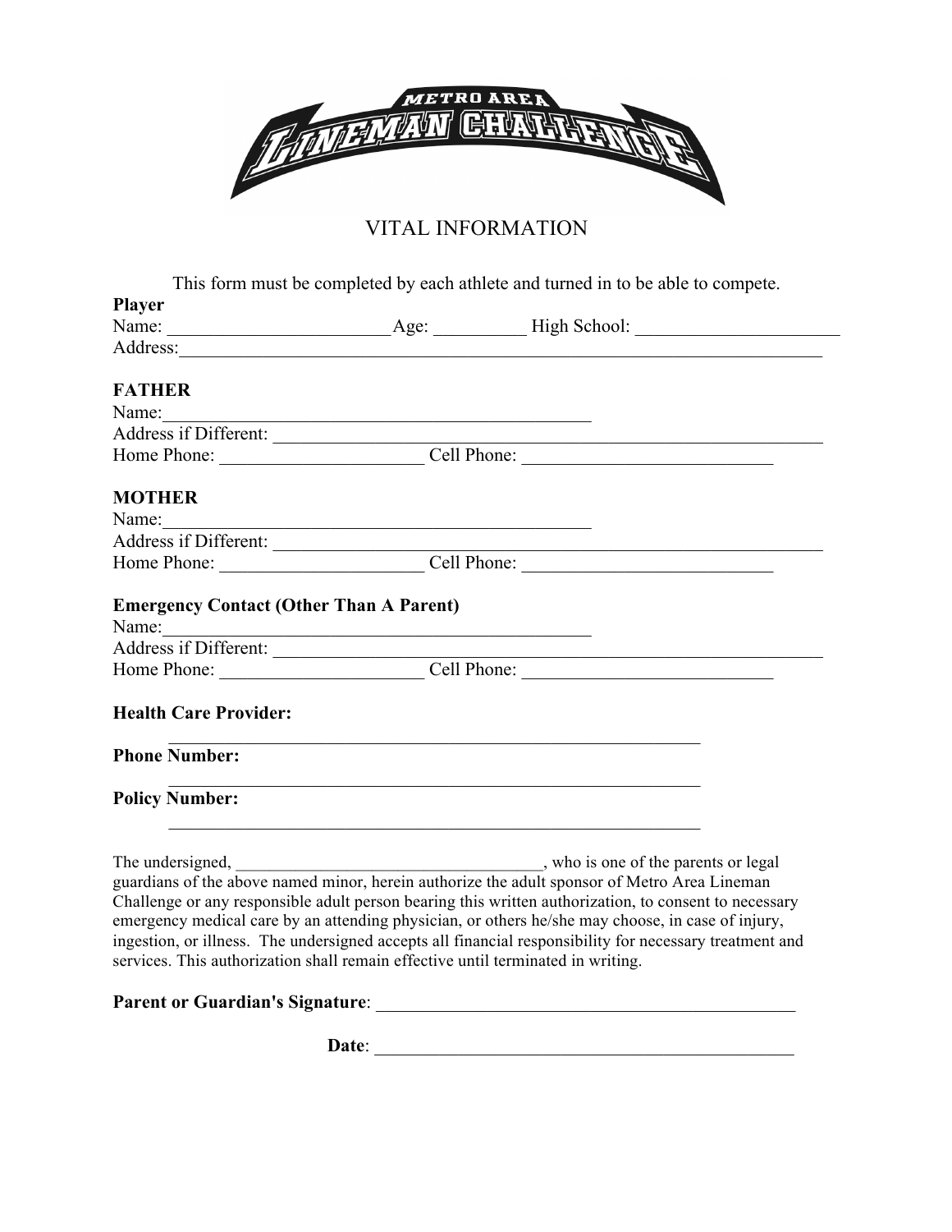METRO AREA LINEMAN CHALLENGE

# VITAL INFORMATION

This form must be completed by each athlete and turned in to be able to compete.

**Player**
Name: ________________________ Age: __________ High School: ______________________
Address: ______________________________________________________________________

**FATHER**
Name: ________________________________________________
Address if Different: ____________________________________________________________
Home Phone: ______________________ Cell Phone: ___________________________

**MOTHER**
Name: ________________________________________________
Address if Different: ____________________________________________________________
Home Phone: ______________________ Cell Phone: ___________________________

**Emergency Contact (Other Than A Parent)**
Name: ________________________________________________
Address if Different: ____________________________________________________________
Home Phone: ______________________ Cell Phone: ___________________________

**Health Care Provider:** ___________________________________________________________

**Phone Number:** ___________________________________________________________

**Policy Number:** ___________________________________________________________

The undersigned, ___________________________________, who is one of the parents or legal guardians of the above named minor, herein authorize the adult sponsor of Metro Area Lineman Challenge or any responsible adult person bearing this written authorization, to consent to necessary emergency medical care by an attending physician, or others he/she may choose, in case of injury, ingestion, or illness. The undersigned accepts all financial responsibility for necessary treatment and services. This authorization shall remain effective until terminated in writing.

**Parent or Guardian's Signature**: ______________________________________________

**Date**: ______________________________________________